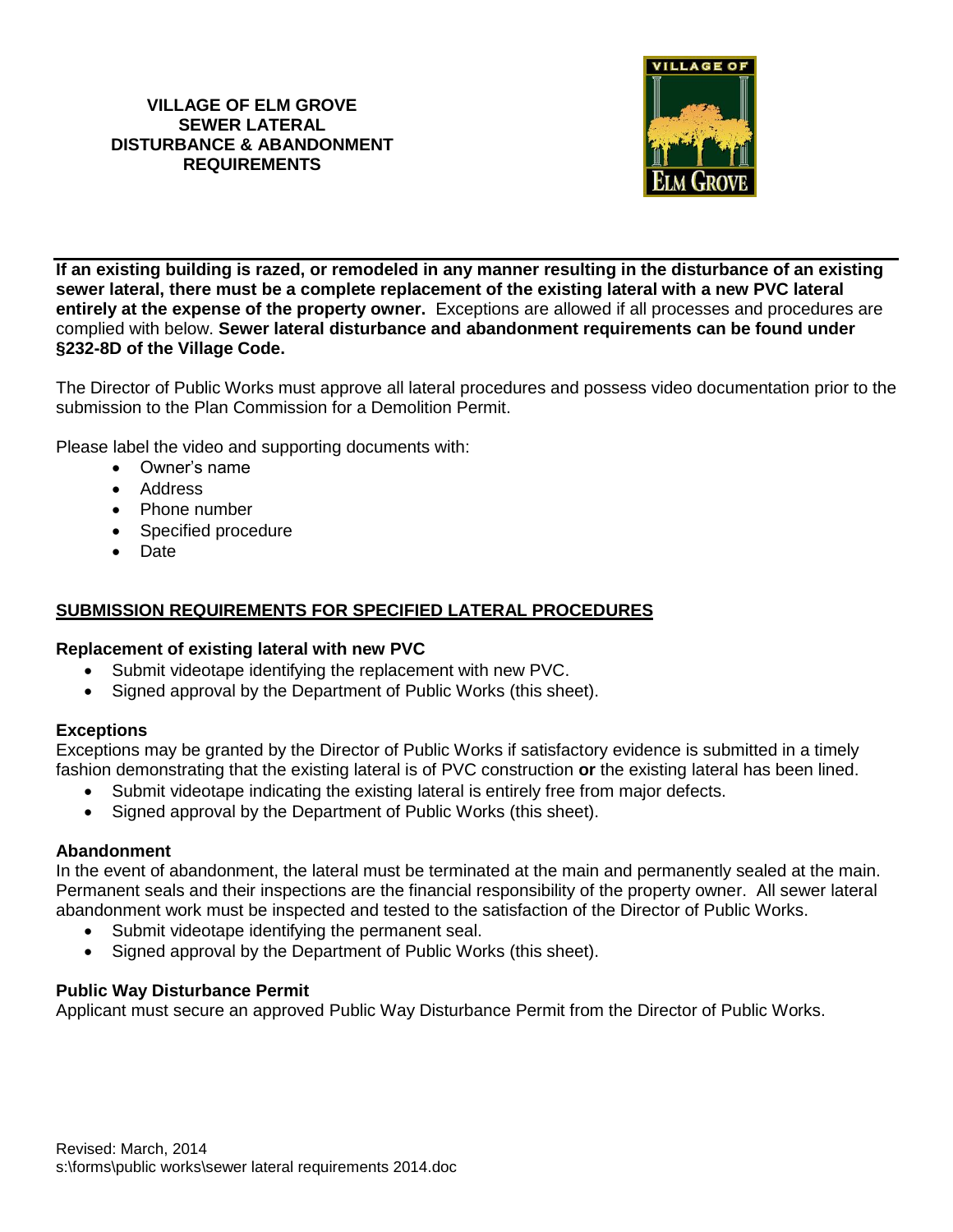# VILLAGE OF ELM GROVE SEWER LATERAL DISTURBANCE & ABANDONMENT REQUIREMENTS

**If an existing building is razed, or remodeled in any manner resulting in the disturbance of an existing sewer lateral, there must be a complete replacement of the existing lateral with a new PVC lateral entirely at the expense of the property owner.** Exceptions are allowed if all processes and procedures are complied with below. **Sewer lateral disturbance and abandonment requirements can be found under §232-8D of the Village Code.**

The Director of Public Works must approve all lateral procedures and possess video documentation prior to the submission to the Plan Commission for a Demolition Permit.

Please label the video and supporting documents with:

- Owner's name
- Address
- Phone number
- Specified procedure
- Date

## SUBMISSION REQUIREMENTS FOR SPECIFIED LATERAL PROCEDURES

### Replacement of existing lateral with new PVC

- Submit videotape identifying the replacement with new PVC.
- Signed approval by the Department of Public Works (this sheet).

### Exceptions

Exceptions may be granted by the Director of Public Works if satisfactory evidence is submitted in a timely fashion demonstrating that the existing lateral is of PVC construction **or** the existing lateral has been lined.

- Submit videotape indicating the existing lateral is entirely free from major defects.
- Signed approval by the Department of Public Works (this sheet).

### Abandonment

In the event of abandonment, the lateral must be terminated at the main and permanently sealed at the main. Permanent seals and their inspections are the financial responsibility of the property owner. All sewer lateral abandonment work must be inspected and tested to the satisfaction of the Director of Public Works.

- Submit videotape identifying the permanent seal.
- Signed approval by the Department of Public Works (this sheet).

### Public Way Disturbance Permit

Applicant must secure an approved Public Way Disturbance Permit from the Director of Public Works.

Revised: March, 2014
s:\forms\public works\sewer lateral requirements 2014.doc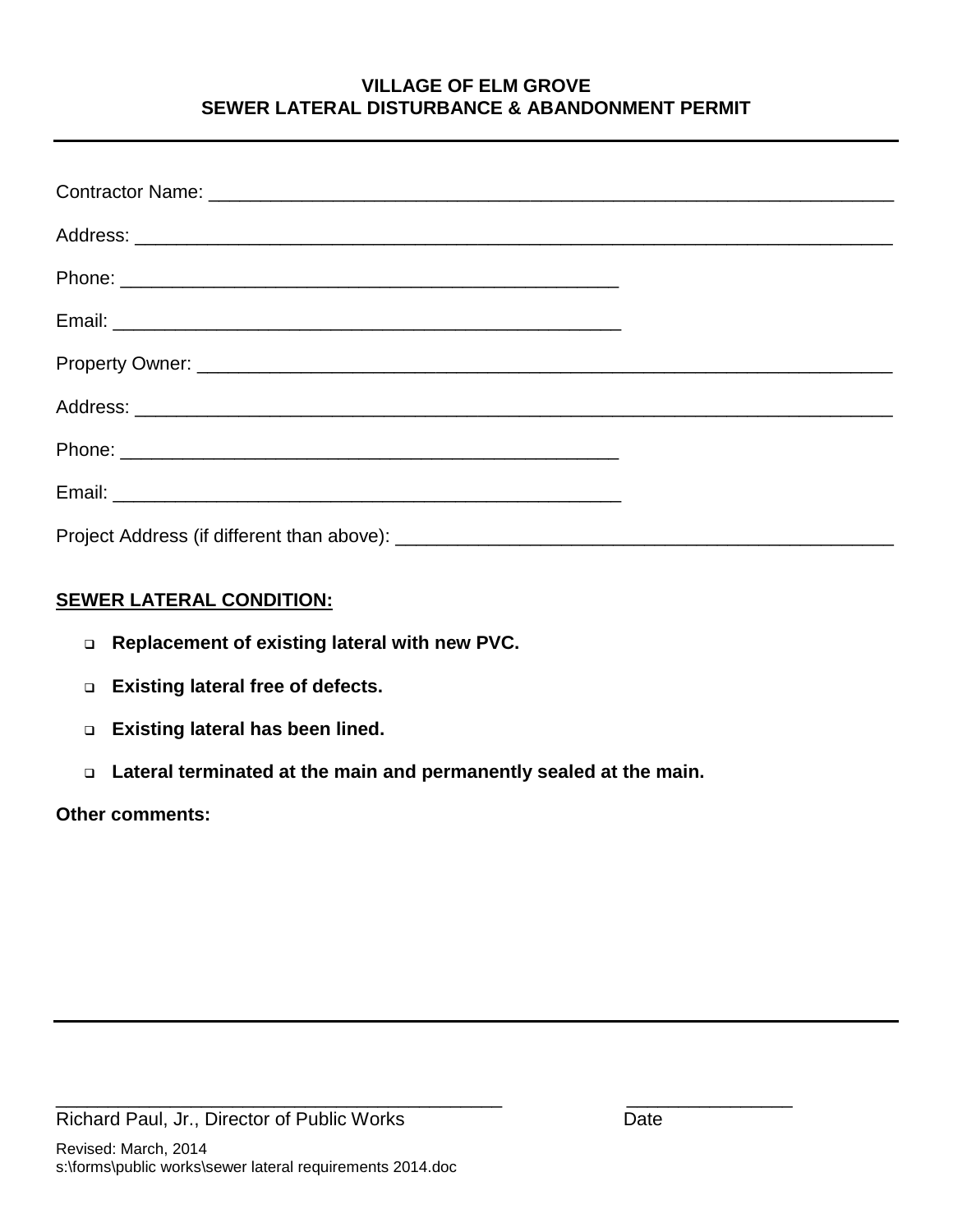**VILLAGE OF ELM GROVE**
**SEWER LATERAL DISTURBANCE & ABANDONMENT PERMIT**

---

Contractor Name: ___________________________________________________________________

Address: _________________________________________________________________________

Phone: ______________________________________________

Email: ______________________________________________

Property Owner: ____________________________________________________________________

Address: _________________________________________________________________________

Phone: ______________________________________________

Email: ______________________________________________

Project Address (if different than above): ________________________________________________

**SEWER LATERAL CONDITION:**

- ❑ **Replacement of existing lateral with new PVC.**
- ❑ **Existing lateral free of defects.**
- ❑ **Existing lateral has been lined.**
- ❑ **Lateral terminated at the main and permanently sealed at the main.**

**Other comments:**

---

_________________________________________ _______________

Richard Paul, Jr., Director of Public Works Date

Revised: March, 2014
s:\forms\public works\sewer lateral requirements 2014.doc